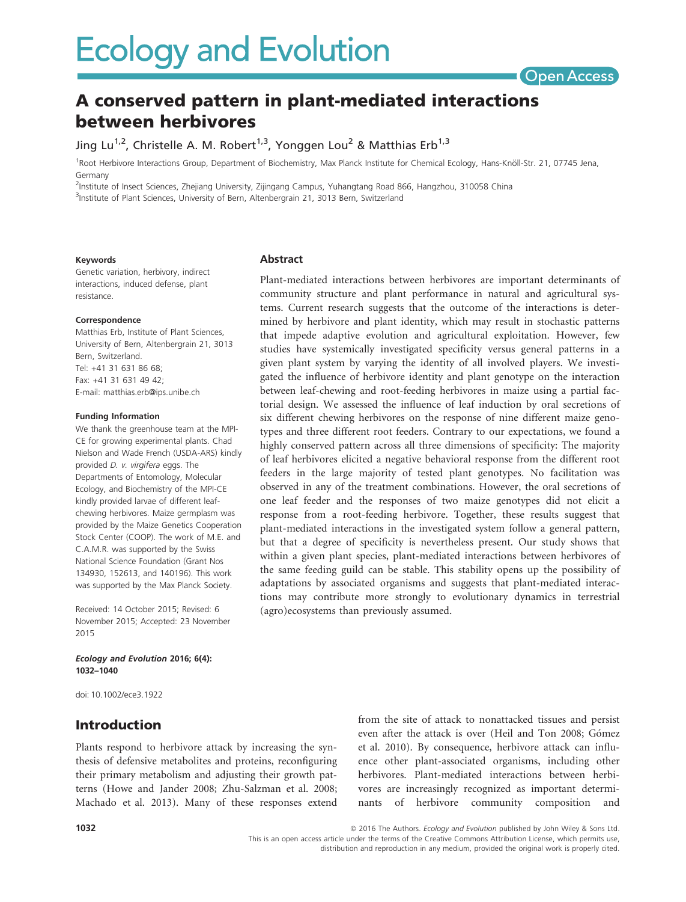# A conserved pattern in plant-mediated interactions between herbivores

Jing Lu[1,2], Christelle A. M. Robert[1,3], Yonggen Lou[2] & Matthias Erb[1,3]

[1]Root Herbivore Interactions Group, Department of Biochemistry, Max Planck Institute for Chemical Ecology, Hans-Knöll-Str. 21, 07745 Jena, Germany

[2]Institute of Insect Sciences, Zhejiang University, Zijingang Campus, Yuhangtang Road 866, Hangzhou, 310058 China

[3]Institute of Plant Sciences, University of Bern, Altenbergrain 21, 3013 Bern, Switzerland

#### Keywords

Genetic variation, herbivory, indirect interactions, induced defense, plant resistance.

#### Correspondence

Matthias Erb, Institute of Plant Sciences, University of Bern, Altenbergrain 21, 3013 Bern, Switzerland.
Tel: +41 31 631 86 68;
Fax: +41 31 631 49 42;
E-mail: matthias.erb@ips.unibe.ch

#### Funding Information

We thank the greenhouse team at the MPI-CE for growing experimental plants. Chad Nielson and Wade French (USDA-ARS) kindly provided *D. v. virgifera* eggs. The Departments of Entomology, Molecular Ecology, and Biochemistry of the MPI-CE kindly provided larvae of different leaf-chewing herbivores. Maize germplasm was provided by the Maize Genetics Cooperation Stock Center (COOP). The work of M.E. and C.A.M.R. was supported by the Swiss National Science Foundation (Grant Nos 134930, 152613, and 140196). This work was supported by the Max Planck Society.

Received: 14 October 2015; Revised: 6 November 2015; Accepted: 23 November 2015

***Ecology and Evolution* 2016; 6(4): 1032–1040**

doi: 10.1002/ece3.1922

#### Abstract

Plant-mediated interactions between herbivores are important determinants of community structure and plant performance in natural and agricultural systems. Current research suggests that the outcome of the interactions is determined by herbivore and plant identity, which may result in stochastic patterns that impede adaptive evolution and agricultural exploitation. However, few studies have systemically investigated specificity versus general patterns in a given plant system by varying the identity of all involved players. We investigated the influence of herbivore identity and plant genotype on the interaction between leaf-chewing and root-feeding herbivores in maize using a partial factorial design. We assessed the influence of leaf induction by oral secretions of six different chewing herbivores on the response of nine different maize genotypes and three different root feeders. Contrary to our expectations, we found a highly conserved pattern across all three dimensions of specificity: The majority of leaf herbivores elicited a negative behavioral response from the different root feeders in the large majority of tested plant genotypes. No facilitation was observed in any of the treatment combinations. However, the oral secretions of one leaf feeder and the responses of two maize genotypes did not elicit a response from a root-feeding herbivore. Together, these results suggest that plant-mediated interactions in the investigated system follow a general pattern, but that a degree of specificity is nevertheless present. Our study shows that within a given plant species, plant-mediated interactions between herbivores of the same feeding guild can be stable. This stability opens up the possibility of adaptations by associated organisms and suggests that plant-mediated interactions may contribute more strongly to evolutionary dynamics in terrestrial (agro)ecosystems than previously assumed.

## Introduction

Plants respond to herbivore attack by increasing the synthesis of defensive metabolites and proteins, reconfiguring their primary metabolism and adjusting their growth patterns (Howe and Jander 2008; Zhu-Salzman et al. 2008; Machado et al. 2013). Many of these responses extend from the site of attack to nonattacked tissues and persist even after the attack is over (Heil and Ton 2008; Gómez et al. 2010). By consequence, herbivore attack can influence other plant-associated organisms, including other herbivores. Plant-mediated interactions between herbivores are increasingly recognized as important determinants of herbivore community composition and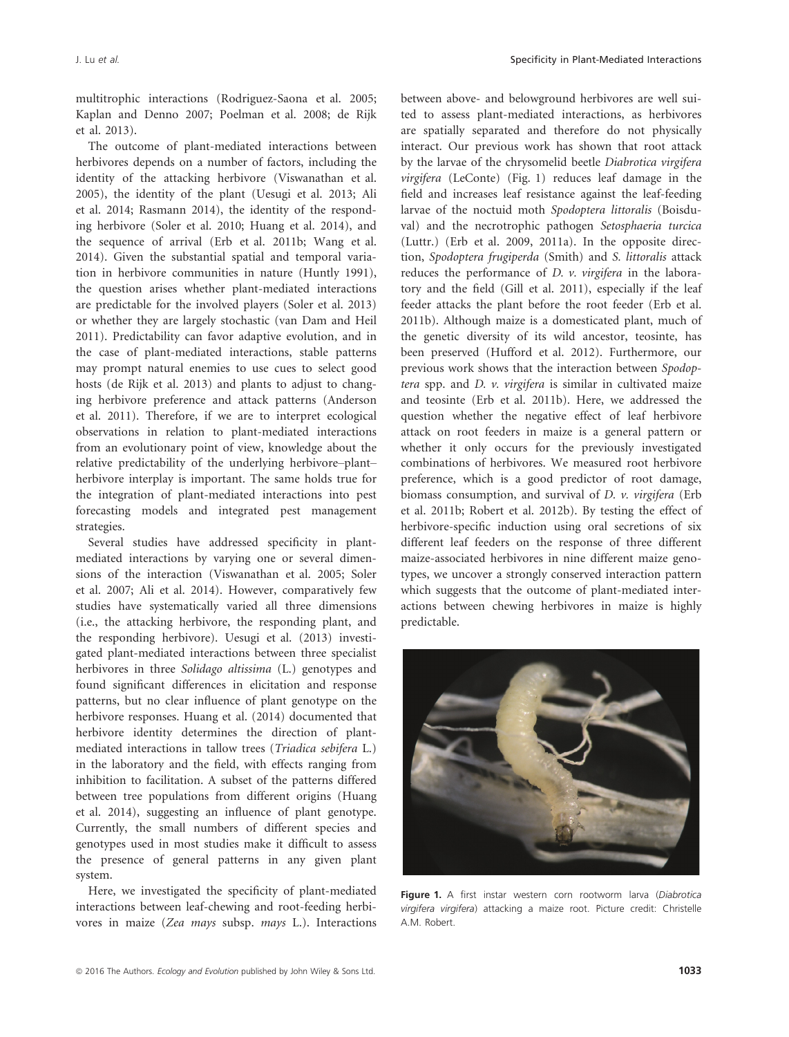multitrophic interactions (Rodriguez-Saona et al. 2005; Kaplan and Denno 2007; Poelman et al. 2008; de Rijk et al. 2013).

The outcome of plant-mediated interactions between herbivores depends on a number of factors, including the identity of the attacking herbivore (Viswanathan et al. 2005), the identity of the plant (Uesugi et al. 2013; Ali et al. 2014; Rasmann 2014), the identity of the responding herbivore (Soler et al. 2010; Huang et al. 2014), and the sequence of arrival (Erb et al. 2011b; Wang et al. 2014). Given the substantial spatial and temporal variation in herbivore communities in nature (Huntly 1991), the question arises whether plant-mediated interactions are predictable for the involved players (Soler et al. 2013) or whether they are largely stochastic (van Dam and Heil 2011). Predictability can favor adaptive evolution, and in the case of plant-mediated interactions, stable patterns may prompt natural enemies to use cues to select good hosts (de Rijk et al. 2013) and plants to adjust to changing herbivore preference and attack patterns (Anderson et al. 2011). Therefore, if we are to interpret ecological observations in relation to plant-mediated interactions from an evolutionary point of view, knowledge about the relative predictability of the underlying herbivore–plant–herbivore interplay is important. The same holds true for the integration of plant-mediated interactions into pest forecasting models and integrated pest management strategies.

Several studies have addressed specificity in plant-mediated interactions by varying one or several dimensions of the interaction (Viswanathan et al. 2005; Soler et al. 2007; Ali et al. 2014). However, comparatively few studies have systematically varied all three dimensions (i.e., the attacking herbivore, the responding plant, and the responding herbivore). Uesugi et al. (2013) investigated plant-mediated interactions between three specialist herbivores in three *Solidago altissima* (L.) genotypes and found significant differences in elicitation and response patterns, but no clear influence of plant genotype on the herbivore responses. Huang et al. (2014) documented that herbivore identity determines the direction of plant-mediated interactions in tallow trees (*Triadica sebifera* L.) in the laboratory and the field, with effects ranging from inhibition to facilitation. A subset of the patterns differed between tree populations from different origins (Huang et al. 2014), suggesting an influence of plant genotype. Currently, the small numbers of different species and genotypes used in most studies make it difficult to assess the presence of general patterns in any given plant system.

Here, we investigated the specificity of plant-mediated interactions between leaf-chewing and root-feeding herbivores in maize (*Zea mays* subsp. *mays* L.). Interactions between above- and belowground herbivores are well suited to assess plant-mediated interactions, as herbivores are spatially separated and therefore do not physically interact. Our previous work has shown that root attack by the larvae of the chrysomelid beetle *Diabrotica virgifera virgifera* (LeConte) (Fig. 1) reduces leaf damage in the field and increases leaf resistance against the leaf-feeding larvae of the noctuid moth *Spodoptera littoralis* (Boisduval) and the necrotrophic pathogen *Setosphaeria turcica* (Luttr.) (Erb et al. 2009, 2011a). In the opposite direction, *Spodoptera frugiperda* (Smith) and *S. littoralis* attack reduces the performance of *D. v. virgifera* in the laboratory and the field (Gill et al. 2011), especially if the leaf feeder attacks the plant before the root feeder (Erb et al. 2011b). Although maize is a domesticated plant, much of the genetic diversity of its wild ancestor, teosinte, has been preserved (Hufford et al. 2012). Furthermore, our previous work shows that the interaction between *Spodoptera* spp. and *D. v. virgifera* is similar in cultivated maize and teosinte (Erb et al. 2011b). Here, we addressed the question whether the negative effect of leaf herbivore attack on root feeders in maize is a general pattern or whether it only occurs for the previously investigated combinations of herbivores. We measured root herbivore preference, which is a good predictor of root damage, biomass consumption, and survival of *D. v. virgifera* (Erb et al. 2011b; Robert et al. 2012b). By testing the effect of herbivore-specific induction using oral secretions of six different leaf feeders on the response of three different maize-associated herbivores in nine different maize genotypes, we uncover a strongly conserved interaction pattern which suggests that the outcome of plant-mediated interactions between chewing herbivores in maize is highly predictable.

**Figure 1.** A first instar western corn rootworm larva (*Diabrotica virgifera virgifera*) attacking a maize root. Picture credit: Christelle A.M. Robert.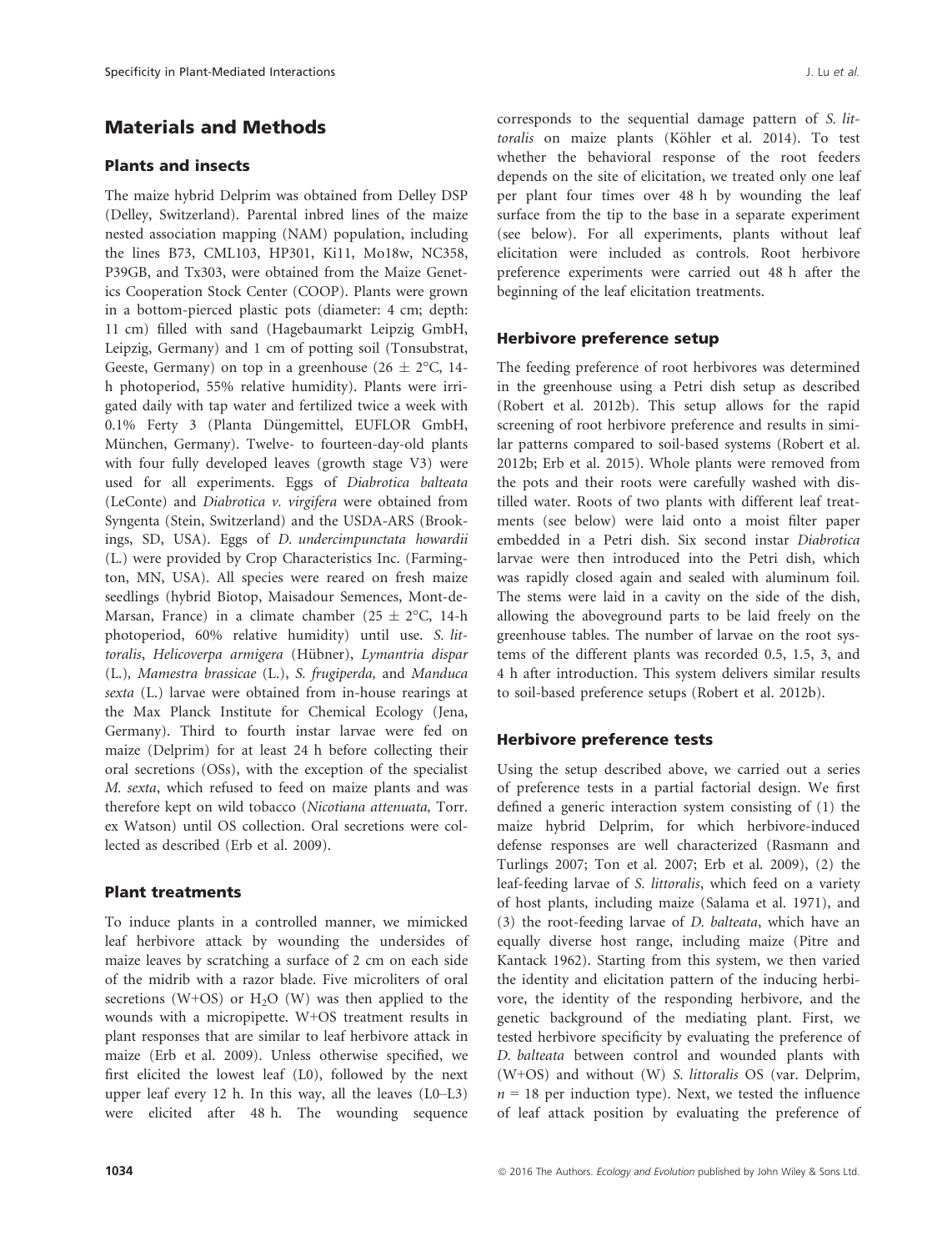## Materials and Methods

### Plants and insects

The maize hybrid Delprim was obtained from Delley DSP (Delley, Switzerland). Parental inbred lines of the maize nested association mapping (NAM) population, including the lines B73, CML103, HP301, Ki11, Mo18w, NC358, P39GB, and Tx303, were obtained from the Maize Genetics Cooperation Stock Center (COOP). Plants were grown in a bottom-pierced plastic pots (diameter: 4 cm; depth: 11 cm) filled with sand (Hagebaumarkt Leipzig GmbH, Leipzig, Germany) and 1 cm of potting soil (Tonsubstrat, Geeste, Germany) on top in a greenhouse (26 ± 2°C, 14-h photoperiod, 55% relative humidity). Plants were irrigated daily with tap water and fertilized twice a week with 0.1% Ferty 3 (Planta Düngemittel, EUFLOR GmbH, München, Germany). Twelve- to fourteen-day-old plants with four fully developed leaves (growth stage V3) were used for all experiments. Eggs of *Diabrotica balteata* (LeConte) and *Diabrotica v. virgifera* were obtained from Syngenta (Stein, Switzerland) and the USDA-ARS (Brookings, SD, USA). Eggs of *D. undercimpunctata howardii* (L.) were provided by Crop Characteristics Inc. (Farmington, MN, USA). All species were reared on fresh maize seedlings (hybrid Biotop, Maisadour Semences, Mont-de-Marsan, France) in a climate chamber (25 ± 2°C, 14-h photoperiod, 60% relative humidity) until use. *S. littoralis*, *Helicoverpa armigera* (Hübner), *Lymantria dispar* (L.), *Mamestra brassicae* (L.), *S. frugiperda,* and *Manduca sexta* (L.) larvae were obtained from in-house rearings at the Max Planck Institute for Chemical Ecology (Jena, Germany). Third to fourth instar larvae were fed on maize (Delprim) for at least 24 h before collecting their oral secretions (OSs), with the exception of the specialist *M. sexta*, which refused to feed on maize plants and was therefore kept on wild tobacco (*Nicotiana attenuata,* Torr. ex Watson) until OS collection. Oral secretions were collected as described (Erb et al. 2009).

### Plant treatments

To induce plants in a controlled manner, we mimicked leaf herbivore attack by wounding the undersides of maize leaves by scratching a surface of 2 cm on each side of the midrib with a razor blade. Five microliters of oral secretions (W+OS) or $H_2O$ (W) was then applied to the wounds with a micropipette. W+OS treatment results in plant responses that are similar to leaf herbivore attack in maize (Erb et al. 2009). Unless otherwise specified, we first elicited the lowest leaf (L0), followed by the next upper leaf every 12 h. In this way, all the leaves (L0–L3) were elicited after 48 h. The wounding sequence corresponds to the sequential damage pattern of *S. littoralis* on maize plants (Köhler et al. 2014). To test whether the behavioral response of the root feeders depends on the site of elicitation, we treated only one leaf per plant four times over 48 h by wounding the leaf surface from the tip to the base in a separate experiment (see below). For all experiments, plants without leaf elicitation were included as controls. Root herbivore preference experiments were carried out 48 h after the beginning of the leaf elicitation treatments.

### Herbivore preference setup

The feeding preference of root herbivores was determined in the greenhouse using a Petri dish setup as described (Robert et al. 2012b). This setup allows for the rapid screening of root herbivore preference and results in similar patterns compared to soil-based systems (Robert et al. 2012b; Erb et al. 2015). Whole plants were removed from the pots and their roots were carefully washed with distilled water. Roots of two plants with different leaf treatments (see below) were laid onto a moist filter paper embedded in a Petri dish. Six second instar *Diabrotica* larvae were then introduced into the Petri dish, which was rapidly closed again and sealed with aluminum foil. The stems were laid in a cavity on the side of the dish, allowing the aboveground parts to be laid freely on the greenhouse tables. The number of larvae on the root systems of the different plants was recorded 0.5, 1.5, 3, and 4 h after introduction. This system delivers similar results to soil-based preference setups (Robert et al. 2012b).

### Herbivore preference tests

Using the setup described above, we carried out a series of preference tests in a partial factorial design. We first defined a generic interaction system consisting of (1) the maize hybrid Delprim, for which herbivore-induced defense responses are well characterized (Rasmann and Turlings 2007; Ton et al. 2007; Erb et al. 2009), (2) the leaf-feeding larvae of *S. littoralis*, which feed on a variety of host plants, including maize (Salama et al. 1971), and (3) the root-feeding larvae of *D. balteata*, which have an equally diverse host range, including maize (Pitre and Kantack 1962). Starting from this system, we then varied the identity and elicitation pattern of the inducing herbivore, the identity of the responding herbivore, and the genetic background of the mediating plant. First, we tested herbivore specificity by evaluating the preference of *D. balteata* between control and wounded plants with (W+OS) and without (W) *S. littoralis* OS (var. Delprim, $n = 18$ per induction type). Next, we tested the influence of leaf attack position by evaluating the preference of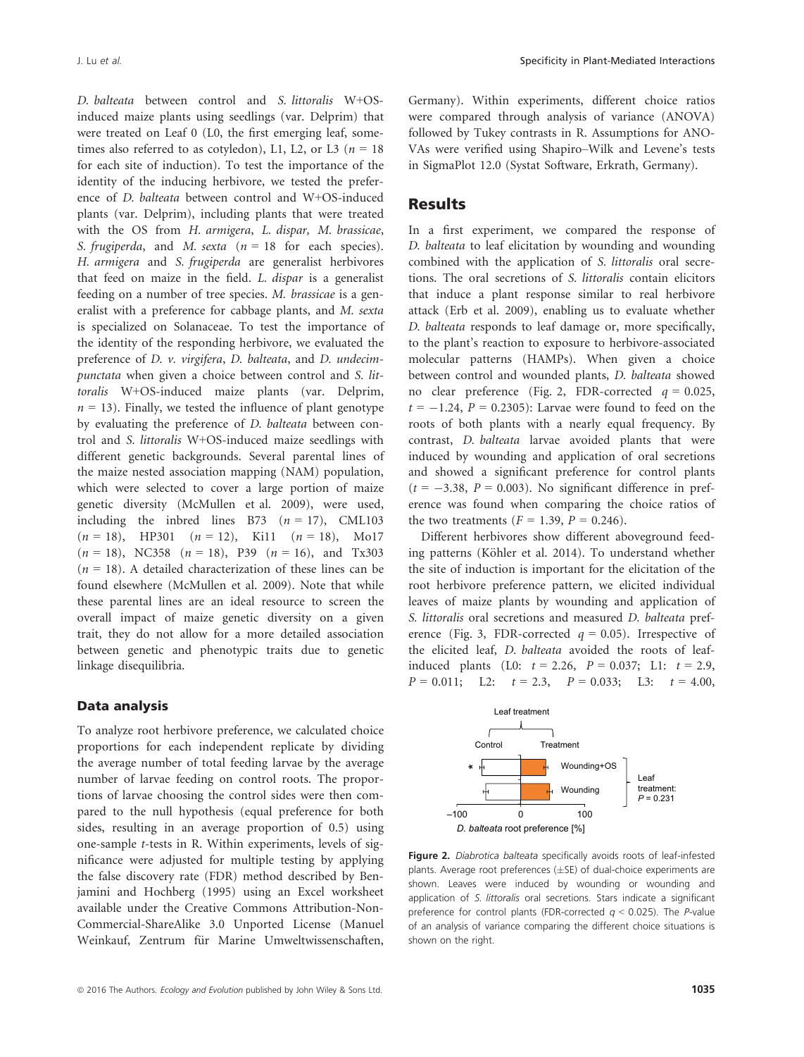*D. balteata* between control and *S. littoralis* W+OS-induced maize plants using seedlings (var. Delprim) that were treated on Leaf 0 (L0, the first emerging leaf, sometimes also referred to as cotyledon), L1, L2, or L3 ($n = 18$ for each site of induction). To test the importance of the identity of the inducing herbivore, we tested the preference of *D. balteata* between control and W+OS-induced plants (var. Delprim), including plants that were treated with the OS from *H. armigera*, *L. dispar*, *M. brassicae*, *S. frugiperda*, and *M. sexta* ($n = 18$ for each species). *H. armigera* and *S. frugiperda* are generalist herbivores that feed on maize in the field. *L. dispar* is a generalist feeding on a number of tree species. *M. brassicae* is a generalist with a preference for cabbage plants, and *M. sexta* is specialized on Solanaceae. To test the importance of the identity of the responding herbivore, we evaluated the preference of *D. v. virgifera*, *D. balteata*, and *D. undecimpunctata* when given a choice between control and *S. littoralis* W+OS-induced maize plants (var. Delprim, $n = 13$). Finally, we tested the influence of plant genotype by evaluating the preference of *D. balteata* between control and *S. littoralis* W+OS-induced maize seedlings with different genetic backgrounds. Several parental lines of the maize nested association mapping (NAM) population, which were selected to cover a large portion of maize genetic diversity (McMullen et al. 2009), were used, including the inbred lines B73 ($n = 17$), CML103 ($n = 18$), HP301 ($n = 12$), Ki11 ($n = 18$), Mo17 ($n = 18$), NC358 ($n = 18$), P39 ($n = 16$), and Tx303 ($n = 18$). A detailed characterization of these lines can be found elsewhere (McMullen et al. 2009). Note that while these parental lines are an ideal resource to screen the overall impact of maize genetic diversity on a given trait, they do not allow for a more detailed association between genetic and phenotypic traits due to genetic linkage disequilibria.

### Data analysis

To analyze root herbivore preference, we calculated choice proportions for each independent replicate by dividing the average number of total feeding larvae by the average number of larvae feeding on control roots. The proportions of larvae choosing the control sides were then compared to the null hypothesis (equal preference for both sides, resulting in an average proportion of 0.5) using one-sample *t*-tests in R. Within experiments, levels of significance were adjusted for multiple testing by applying the false discovery rate (FDR) method described by Benjamini and Hochberg (1995) using an Excel worksheet available under the Creative Commons Attribution-Non-Commercial-ShareAlike 3.0 Unported License (Manuel Weinkauf, Zentrum für Marine Umweltwissenschaften, Germany). Within experiments, different choice ratios were compared through analysis of variance (ANOVA) followed by Tukey contrasts in R. Assumptions for ANOVAs were verified using Shapiro–Wilk and Levene's tests in SigmaPlot 12.0 (Systat Software, Erkrath, Germany).

## Results

In a first experiment, we compared the response of *D. balteata* to leaf elicitation by wounding and wounding combined with the application of *S. littoralis* oral secretions. The oral secretions of *S. littoralis* contain elicitors that induce a plant response similar to real herbivore attack (Erb et al. 2009), enabling us to evaluate whether *D. balteata* responds to leaf damage or, more specifically, to the plant's reaction to exposure to herbivore-associated molecular patterns (HAMPs). When given a choice between control and wounded plants, *D. balteata* showed no clear preference (Fig. 2, FDR-corrected $q = 0.025$, $t = -1.24$, $P = 0.2305$): Larvae were found to feed on the roots of both plants with a nearly equal frequency. By contrast, *D. balteata* larvae avoided plants that were induced by wounding and application of oral secretions and showed a significant preference for control plants ($t = -3.38$, $P = 0.003$). No significant difference in preference was found when comparing the choice ratios of the two treatments ($F = 1.39$, $P = 0.246$).

Different herbivores show different aboveground feeding patterns (Köhler et al. 2014). To understand whether the site of induction is important for the elicitation of the root herbivore preference pattern, we elicited individual leaves of maize plants by wounding and application of *S. littoralis* oral secretions and measured *D. balteata* preference (Fig. 3, FDR-corrected $q = 0.05$). Irrespective of the elicited leaf, *D. balteata* avoided the roots of leaf-induced plants (L0: $t = 2.26$, $P = 0.037$; L1: $t = 2.9$, $P = 0.011$; L2: $t = 2.3$, $P = 0.033$; L3: $t = 4.00$,

**Figure 2.** *Diabrotica balteata* specifically avoids roots of leaf-infested plants. Average root preferences (±SE) of dual-choice experiments are shown. Leaves were induced by wounding or wounding and application of *S. littoralis* oral secretions. Stars indicate a significant preference for control plants (FDR-corrected $q < 0.025$). The *P*-value of an analysis of variance comparing the different choice situations is shown on the right.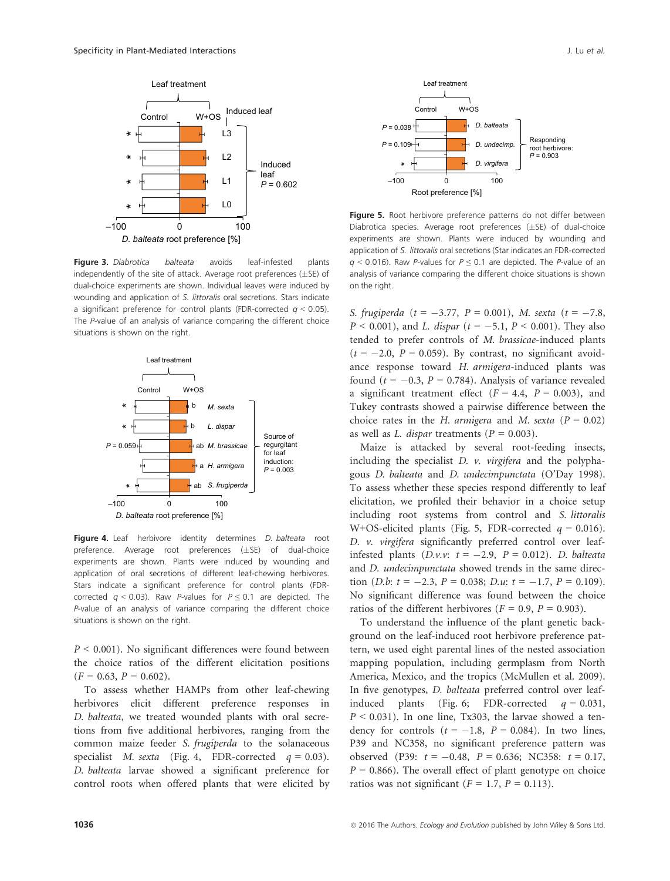**Figure 3.** *Diabrotica balteata* avoids leaf-infested plants independently of the site of attack. Average root preferences (±SE) of dual-choice experiments are shown. Individual leaves were induced by wounding and application of *S. littoralis* oral secretions. Stars indicate a significant preference for control plants (FDR-corrected $q < 0.05$). The *P*-value of an analysis of variance comparing the different choice situations is shown on the right.

**Figure 4.** Leaf herbivore identity determines *D. balteata* root preference. Average root preferences (±SE) of dual-choice experiments are shown. Plants were induced by wounding and application of oral secretions of different leaf-chewing herbivores. Stars indicate a significant preference for control plants (FDR-corrected $q < 0.03$). Raw *P*-values for $P \leq 0.1$ are depicted. The *P*-value of an analysis of variance comparing the different choice situations is shown on the right.

$P < 0.001$). No significant differences were found between the choice ratios of the different elicitation positions ($F = 0.63$, $P = 0.602$).

To assess whether HAMPs from other leaf-chewing herbivores elicit different preference responses in *D. balteata*, we treated wounded plants with oral secretions from five additional herbivores, ranging from the common maize feeder *S. frugiperda* to the solanaceous specialist *M. sexta* (Fig. 4, FDR-corrected $q = 0.03$). *D. balteata* larvae showed a significant preference for control roots when offered plants that were elicited by *S. frugiperda* ($t = -3.77$, $P = 0.001$), *M. sexta* ($t = -7.8$, $P < 0.001$), and *L. dispar* ($t = -5.1$, $P < 0.001$). They also tended to prefer controls of *M. brassicae*-induced plants ($t = -2.0$, $P = 0.059$). By contrast, no significant avoidance response toward *H. armigera*-induced plants was found ($t = -0.3$, $P = 0.784$). Analysis of variance revealed a significant treatment effect ($F = 4.4$, $P = 0.003$), and Tukey contrasts showed a pairwise difference between the choice rates in the *H. armigera* and *M. sexta* ($P = 0.02$) as well as *L. dispar* treatments ($P = 0.003$).

Maize is attacked by several root-feeding insects, including the specialist *D. v. virgifera* and the polyphagous *D. balteata* and *D. undecimpunctata* (O'Day 1998). To assess whether these species respond differently to leaf elicitation, we profiled their behavior in a choice setup including root systems from control and *S. littoralis* W+OS-elicited plants (Fig. 5, FDR-corrected $q = 0.016$). *D. v. virgifera* significantly preferred control over leaf-infested plants (*D.v.v*: $t = -2.9$, $P = 0.012$). *D. balteata* and *D. undecimpunctata* showed trends in the same direction (*D.b*: $t = -2.3$, $P = 0.038$; *D.u*: $t = -1.7$, $P = 0.109$). No significant difference was found between the choice ratios of the different herbivores ($F = 0.9$, $P = 0.903$).

**Figure 5.** Root herbivore preference patterns do not differ between Diabrotica species. Average root preferences (±SE) of dual-choice experiments are shown. Plants were induced by wounding and application of *S. littoralis* oral secretions (Star indicates an FDR-corrected $q < 0.016$). Raw *P*-values for $P \leq 0.1$ are depicted. The *P*-value of an analysis of variance comparing the different choice situations is shown on the right.

To understand the influence of the plant genetic background on the leaf-induced root herbivore preference pattern, we used eight parental lines of the nested association mapping population, including germplasm from North America, Mexico, and the tropics (McMullen et al. 2009). In five genotypes, *D. balteata* preferred control over leaf-induced plants (Fig. 6; FDR-corrected $q = 0.031$, $P < 0.031$). In one line, Tx303, the larvae showed a tendency for controls ($t = -1.8$, $P = 0.084$). In two lines, P39 and NC358, no significant preference pattern was observed (P39: $t = -0.48$, $P = 0.636$; NC358: $t = 0.17$, $P = 0.866$). The overall effect of plant genotype on choice ratios was not significant ($F = 1.7$, $P = 0.113$).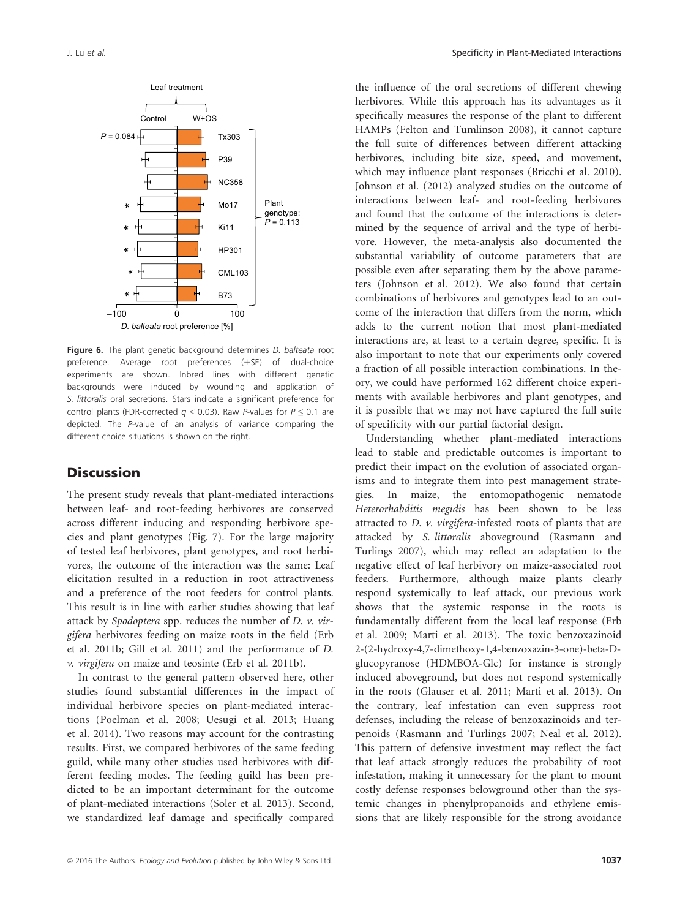Figure 6. The plant genetic background determines *D. balteata* root preference. Average root preferences (±SE) of dual-choice experiments are shown. Inbred lines with different genetic backgrounds were induced by wounding and application of *S. littoralis* oral secretions. Stars indicate a significant preference for control plants (FDR-corrected $q < 0.03$). Raw *P*-values for $P \leq 0.1$ are depicted. The *P*-value of an analysis of variance comparing the different choice situations is shown on the right.

## Discussion

The present study reveals that plant-mediated interactions between leaf- and root-feeding herbivores are conserved across different inducing and responding herbivore species and plant genotypes (Fig. 7). For the large majority of tested leaf herbivores, plant genotypes, and root herbivores, the outcome of the interaction was the same: Leaf elicitation resulted in a reduction in root attractiveness and a preference of the root feeders for control plants. This result is in line with earlier studies showing that leaf attack by *Spodoptera* spp. reduces the number of *D. v. virgifera* herbivores feeding on maize roots in the field (Erb et al. 2011b; Gill et al. 2011) and the performance of *D. v. virgifera* on maize and teosinte (Erb et al. 2011b).

In contrast to the general pattern observed here, other studies found substantial differences in the impact of individual herbivore species on plant-mediated interactions (Poelman et al. 2008; Uesugi et al. 2013; Huang et al. 2014). Two reasons may account for the contrasting results. First, we compared herbivores of the same feeding guild, while many other studies used herbivores with different feeding modes. The feeding guild has been predicted to be an important determinant for the outcome of plant-mediated interactions (Soler et al. 2013). Second, we standardized leaf damage and specifically compared the influence of the oral secretions of different chewing herbivores. While this approach has its advantages as it specifically measures the response of the plant to different HAMPs (Felton and Tumlinson 2008), it cannot capture the full suite of differences between different attacking herbivores, including bite size, speed, and movement, which may influence plant responses (Bricchi et al. 2010). Johnson et al. (2012) analyzed studies on the outcome of interactions between leaf- and root-feeding herbivores and found that the outcome of the interactions is determined by the sequence of arrival and the type of herbivore. However, the meta-analysis also documented the substantial variability of outcome parameters that are possible even after separating them by the above parameters (Johnson et al. 2012). We also found that certain combinations of herbivores and genotypes lead to an outcome of the interaction that differs from the norm, which adds to the current notion that most plant-mediated interactions are, at least to a certain degree, specific. It is also important to note that our experiments only covered a fraction of all possible interaction combinations. In theory, we could have performed 162 different choice experiments with available herbivores and plant genotypes, and it is possible that we may not have captured the full suite of specificity with our partial factorial design.

Understanding whether plant-mediated interactions lead to stable and predictable outcomes is important to predict their impact on the evolution of associated organisms and to integrate them into pest management strategies. In maize, the entomopathogenic nematode *Heterorhabditis megidis* has been shown to be less attracted to *D. v. virgifera*-infested roots of plants that are attacked by *S. littoralis* aboveground (Rasmann and Turlings 2007), which may reflect an adaptation to the negative effect of leaf herbivory on maize-associated root feeders. Furthermore, although maize plants clearly respond systemically to leaf attack, our previous work shows that the systemic response in the roots is fundamentally different from the local leaf response (Erb et al. 2009; Marti et al. 2013). The toxic benzoxazinoid 2-(2-hydroxy-4,7-dimethoxy-1,4-benzoxazin-3-one)-beta-D-glucopyranose (HDMBOA-Glc) for instance is strongly induced aboveground, but does not respond systemically in the roots (Glauser et al. 2011; Marti et al. 2013). On the contrary, leaf infestation can even suppress root defenses, including the release of benzoxazinoids and terpenoids (Rasmann and Turlings 2007; Neal et al. 2012). This pattern of defensive investment may reflect the fact that leaf attack strongly reduces the probability of root infestation, making it unnecessary for the plant to mount costly defense responses belowground other than the systemic changes in phenylpropanoids and ethylene emissions that are likely responsible for the strong avoidance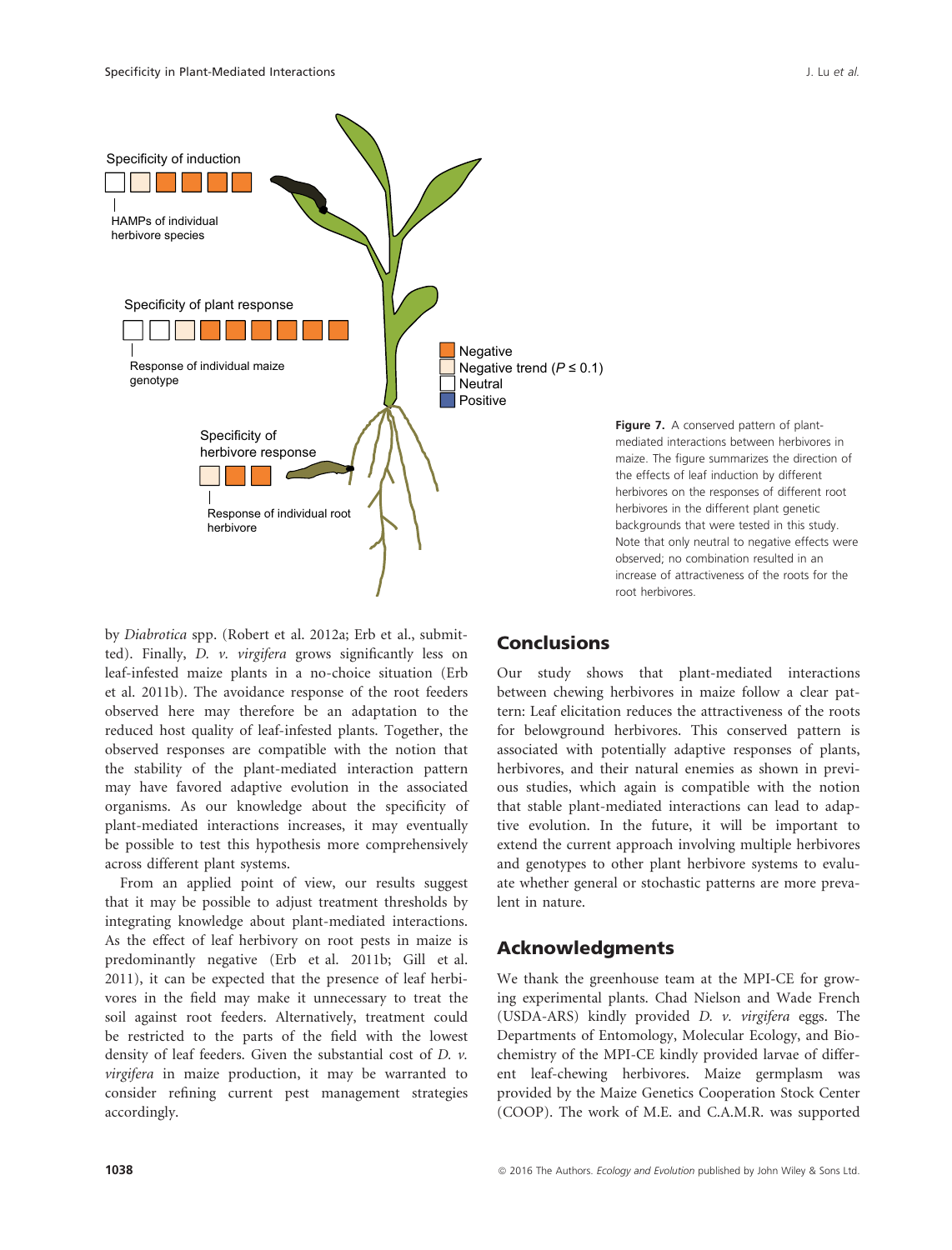Figure 7. A conserved pattern of plant-mediated interactions between herbivores in maize. The figure summarizes the direction of the effects of leaf induction by different herbivores on the responses of different root herbivores in the different plant genetic backgrounds that were tested in this study. Note that only neutral to negative effects were observed; no combination resulted in an increase of attractiveness of the roots for the root herbivores.

by *Diabrotica* spp. (Robert et al. 2012a; Erb et al., submitted). Finally, *D. v. virgifera* grows significantly less on leaf-infested maize plants in a no-choice situation (Erb et al. 2011b). The avoidance response of the root feeders observed here may therefore be an adaptation to the reduced host quality of leaf-infested plants. Together, the observed responses are compatible with the notion that the stability of the plant-mediated interaction pattern may have favored adaptive evolution in the associated organisms. As our knowledge about the specificity of plant-mediated interactions increases, it may eventually be possible to test this hypothesis more comprehensively across different plant systems.

From an applied point of view, our results suggest that it may be possible to adjust treatment thresholds by integrating knowledge about plant-mediated interactions. As the effect of leaf herbivory on root pests in maize is predominantly negative (Erb et al. 2011b; Gill et al. 2011), it can be expected that the presence of leaf herbivores in the field may make it unnecessary to treat the soil against root feeders. Alternatively, treatment could be restricted to the parts of the field with the lowest density of leaf feeders. Given the substantial cost of *D. v. virgifera* in maize production, it may be warranted to consider refining current pest management strategies accordingly.

## Conclusions

Our study shows that plant-mediated interactions between chewing herbivores in maize follow a clear pattern: Leaf elicitation reduces the attractiveness of the roots for belowground herbivores. This conserved pattern is associated with potentially adaptive responses of plants, herbivores, and their natural enemies as shown in previous studies, which again is compatible with the notion that stable plant-mediated interactions can lead to adaptive evolution. In the future, it will be important to extend the current approach involving multiple herbivores and genotypes to other plant herbivore systems to evaluate whether general or stochastic patterns are more prevalent in nature.

## Acknowledgments

We thank the greenhouse team at the MPI-CE for growing experimental plants. Chad Nielson and Wade French (USDA-ARS) kindly provided *D. v. virgifera* eggs. The Departments of Entomology, Molecular Ecology, and Biochemistry of the MPI-CE kindly provided larvae of different leaf-chewing herbivores. Maize germplasm was provided by the Maize Genetics Cooperation Stock Center (COOP). The work of M.E. and C.A.M.R. was supported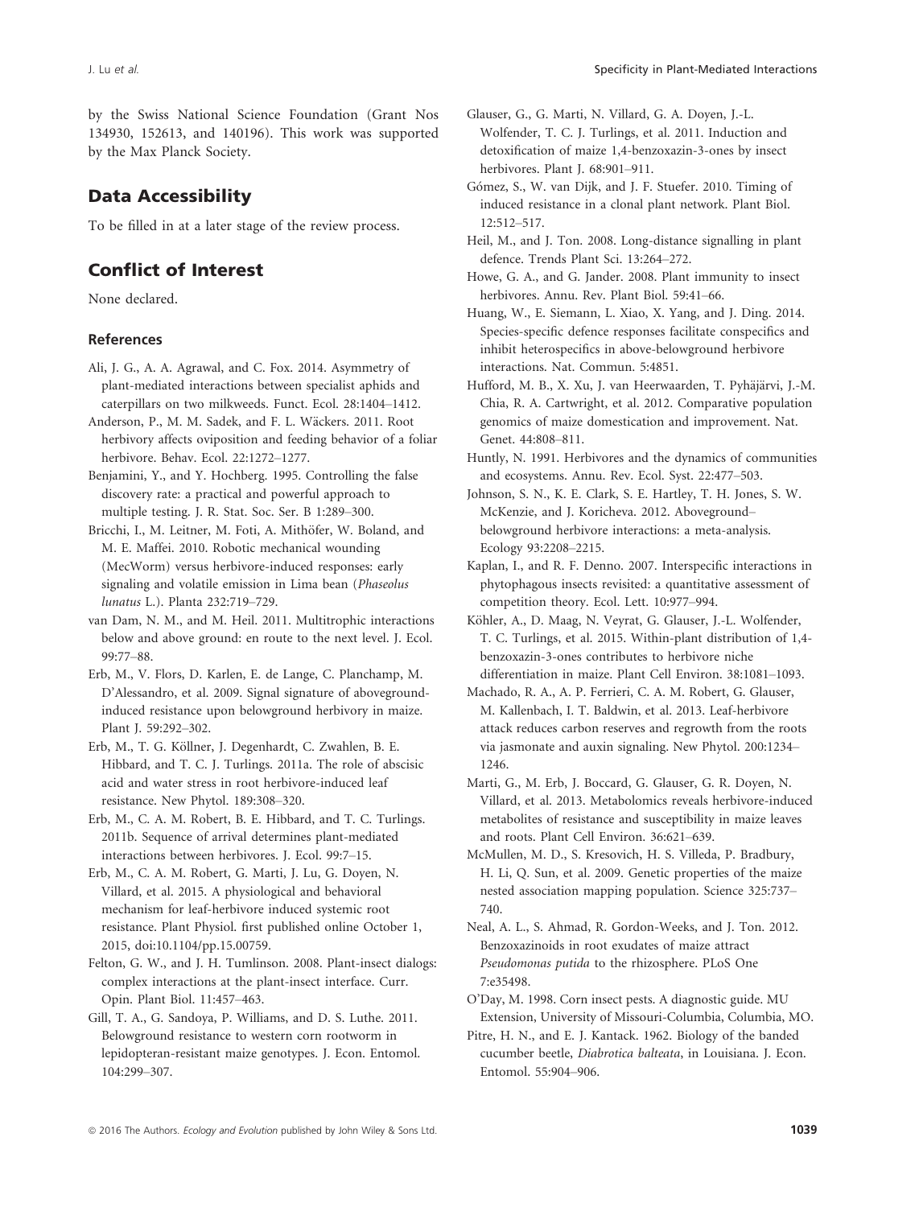by the Swiss National Science Foundation (Grant Nos 134930, 152613, and 140196). This work was supported by the Max Planck Society.

## Data Accessibility

To be filled in at a later stage of the review process.

## Conflict of Interest

None declared.

### References

Ali, J. G., A. A. Agrawal, and C. Fox. 2014. Asymmetry of plant-mediated interactions between specialist aphids and caterpillars on two milkweeds. Funct. Ecol. 28:1404–1412.

Anderson, P., M. M. Sadek, and F. L. Wäckers. 2011. Root herbivory affects oviposition and feeding behavior of a foliar herbivore. Behav. Ecol. 22:1272–1277.

Benjamini, Y., and Y. Hochberg. 1995. Controlling the false discovery rate: a practical and powerful approach to multiple testing. J. R. Stat. Soc. Ser. B 1:289–300.

Bricchi, I., M. Leitner, M. Foti, A. Mithöfer, W. Boland, and M. E. Maffei. 2010. Robotic mechanical wounding (MecWorm) versus herbivore-induced responses: early signaling and volatile emission in Lima bean (*Phaseolus lunatus* L.). Planta 232:719–729.

van Dam, N. M., and M. Heil. 2011. Multitrophic interactions below and above ground: en route to the next level. J. Ecol. 99:77–88.

Erb, M., V. Flors, D. Karlen, E. de Lange, C. Planchamp, M. D'Alessandro, et al. 2009. Signal signature of aboveground-induced resistance upon belowground herbivory in maize. Plant J. 59:292–302.

Erb, M., T. G. Köllner, J. Degenhardt, C. Zwahlen, B. E. Hibbard, and T. C. J. Turlings. 2011a. The role of abscisic acid and water stress in root herbivore-induced leaf resistance. New Phytol. 189:308–320.

Erb, M., C. A. M. Robert, B. E. Hibbard, and T. C. Turlings. 2011b. Sequence of arrival determines plant-mediated interactions between herbivores. J. Ecol. 99:7–15.

Erb, M., C. A. M. Robert, G. Marti, J. Lu, G. Doyen, N. Villard, et al. 2015. A physiological and behavioral mechanism for leaf-herbivore induced systemic root resistance. Plant Physiol. first published online October 1, 2015, doi:10.1104/pp.15.00759.

Felton, G. W., and J. H. Tumlinson. 2008. Plant-insect dialogs: complex interactions at the plant-insect interface. Curr. Opin. Plant Biol. 11:457–463.

Gill, T. A., G. Sandoya, P. Williams, and D. S. Luthe. 2011. Belowground resistance to western corn rootworm in lepidopteran-resistant maize genotypes. J. Econ. Entomol. 104:299–307.

Glauser, G., G. Marti, N. Villard, G. A. Doyen, J.-L. Wolfender, T. C. J. Turlings, et al. 2011. Induction and detoxification of maize 1,4-benzoxazin-3-ones by insect herbivores. Plant J. 68:901–911.

Gómez, S., W. van Dijk, and J. F. Stuefer. 2010. Timing of induced resistance in a clonal plant network. Plant Biol. 12:512–517.

Heil, M., and J. Ton. 2008. Long-distance signalling in plant defence. Trends Plant Sci. 13:264–272.

Howe, G. A., and G. Jander. 2008. Plant immunity to insect herbivores. Annu. Rev. Plant Biol. 59:41–66.

Huang, W., E. Siemann, L. Xiao, X. Yang, and J. Ding. 2014. Species-specific defence responses facilitate conspecifics and inhibit heterospecifics in above-belowground herbivore interactions. Nat. Commun. 5:4851.

Hufford, M. B., X. Xu, J. van Heerwaarden, T. Pyhäjärvi, J.-M. Chia, R. A. Cartwright, et al. 2012. Comparative population genomics of maize domestication and improvement. Nat. Genet. 44:808–811.

Huntly, N. 1991. Herbivores and the dynamics of communities and ecosystems. Annu. Rev. Ecol. Syst. 22:477–503.

Johnson, S. N., K. E. Clark, S. E. Hartley, T. H. Jones, S. W. McKenzie, and J. Koricheva. 2012. Aboveground–belowground herbivore interactions: a meta-analysis. Ecology 93:2208–2215.

Kaplan, I., and R. F. Denno. 2007. Interspecific interactions in phytophagous insects revisited: a quantitative assessment of competition theory. Ecol. Lett. 10:977–994.

Köhler, A., D. Maag, N. Veyrat, G. Glauser, J.-L. Wolfender, T. C. Turlings, et al. 2015. Within-plant distribution of 1,4-benzoxazin-3-ones contributes to herbivore niche differentiation in maize. Plant Cell Environ. 38:1081–1093.

Machado, R. A., A. P. Ferrieri, C. A. M. Robert, G. Glauser, M. Kallenbach, I. T. Baldwin, et al. 2013. Leaf-herbivore attack reduces carbon reserves and regrowth from the roots via jasmonate and auxin signaling. New Phytol. 200:1234–1246.

Marti, G., M. Erb, J. Boccard, G. Glauser, G. R. Doyen, N. Villard, et al. 2013. Metabolomics reveals herbivore-induced metabolites of resistance and susceptibility in maize leaves and roots. Plant Cell Environ. 36:621–639.

McMullen, M. D., S. Kresovich, H. S. Villeda, P. Bradbury, H. Li, Q. Sun, et al. 2009. Genetic properties of the maize nested association mapping population. Science 325:737–740.

Neal, A. L., S. Ahmad, R. Gordon-Weeks, and J. Ton. 2012. Benzoxazinoids in root exudates of maize attract *Pseudomonas putida* to the rhizosphere. PLoS One 7:e35498.

O'Day, M. 1998. Corn insect pests. A diagnostic guide. MU Extension, University of Missouri-Columbia, Columbia, MO.

Pitre, H. N., and E. J. Kantack. 1962. Biology of the banded cucumber beetle, *Diabrotica balteata*, in Louisiana. J. Econ. Entomol. 55:904–906.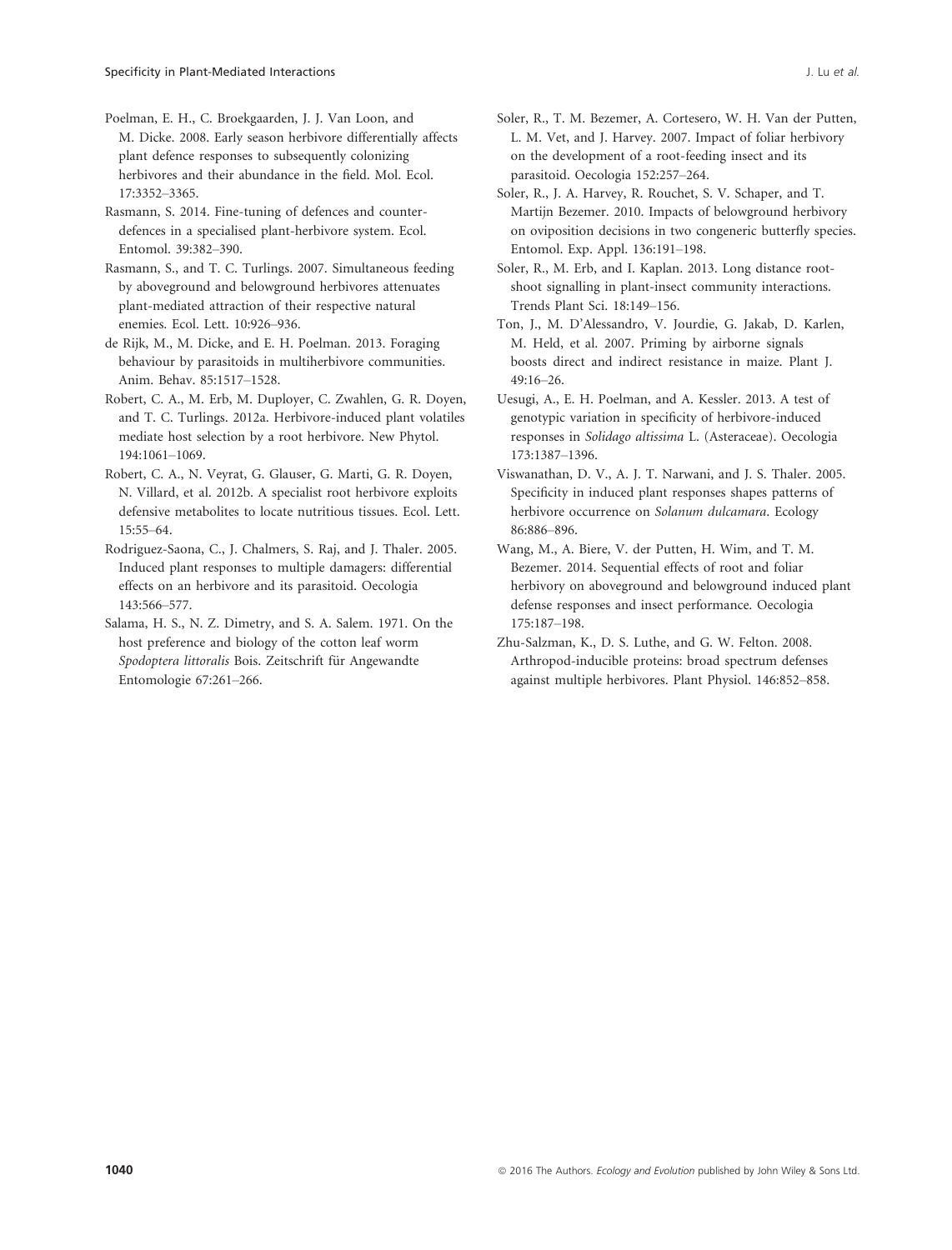Poelman, E. H., C. Broekgaarden, J. J. Van Loon, and M. Dicke. 2008. Early season herbivore differentially affects plant defence responses to subsequently colonizing herbivores and their abundance in the field. Mol. Ecol. 17:3352–3365.

Rasmann, S. 2014. Fine-tuning of defences and counter-defences in a specialised plant-herbivore system. Ecol. Entomol. 39:382–390.

Rasmann, S., and T. C. Turlings. 2007. Simultaneous feeding by aboveground and belowground herbivores attenuates plant-mediated attraction of their respective natural enemies. Ecol. Lett. 10:926–936.

de Rijk, M., M. Dicke, and E. H. Poelman. 2013. Foraging behaviour by parasitoids in multiherbivore communities. Anim. Behav. 85:1517–1528.

Robert, C. A., M. Erb, M. Duployer, C. Zwahlen, G. R. Doyen, and T. C. Turlings. 2012a. Herbivore-induced plant volatiles mediate host selection by a root herbivore. New Phytol. 194:1061–1069.

Robert, C. A., N. Veyrat, G. Glauser, G. Marti, G. R. Doyen, N. Villard, et al. 2012b. A specialist root herbivore exploits defensive metabolites to locate nutritious tissues. Ecol. Lett. 15:55–64.

Rodriguez-Saona, C., J. Chalmers, S. Raj, and J. Thaler. 2005. Induced plant responses to multiple damagers: differential effects on an herbivore and its parasitoid. Oecologia 143:566–577.

Salama, H. S., N. Z. Dimetry, and S. A. Salem. 1971. On the host preference and biology of the cotton leaf worm *Spodoptera littoralis* Bois. Zeitschrift für Angewandte Entomologie 67:261–266.

Soler, R., T. M. Bezemer, A. Cortesero, W. H. Van der Putten, L. M. Vet, and J. Harvey. 2007. Impact of foliar herbivory on the development of a root-feeding insect and its parasitoid. Oecologia 152:257–264.

Soler, R., J. A. Harvey, R. Rouchet, S. V. Schaper, and T. Martijn Bezemer. 2010. Impacts of belowground herbivory on oviposition decisions in two congeneric butterfly species. Entomol. Exp. Appl. 136:191–198.

Soler, R., M. Erb, and I. Kaplan. 2013. Long distance root-shoot signalling in plant-insect community interactions. Trends Plant Sci. 18:149–156.

Ton, J., M. D'Alessandro, V. Jourdie, G. Jakab, D. Karlen, M. Held, et al. 2007. Priming by airborne signals boosts direct and indirect resistance in maize. Plant J. 49:16–26.

Uesugi, A., E. H. Poelman, and A. Kessler. 2013. A test of genotypic variation in specificity of herbivore-induced responses in *Solidago altissima* L. (Asteraceae). Oecologia 173:1387–1396.

Viswanathan, D. V., A. J. T. Narwani, and J. S. Thaler. 2005. Specificity in induced plant responses shapes patterns of herbivore occurrence on *Solanum dulcamara*. Ecology 86:886–896.

Wang, M., A. Biere, V. der Putten, H. Wim, and T. M. Bezemer. 2014. Sequential effects of root and foliar herbivory on aboveground and belowground induced plant defense responses and insect performance. Oecologia 175:187–198.

Zhu-Salzman, K., D. S. Luthe, and G. W. Felton. 2008. Arthropod-inducible proteins: broad spectrum defenses against multiple herbivores. Plant Physiol. 146:852–858.